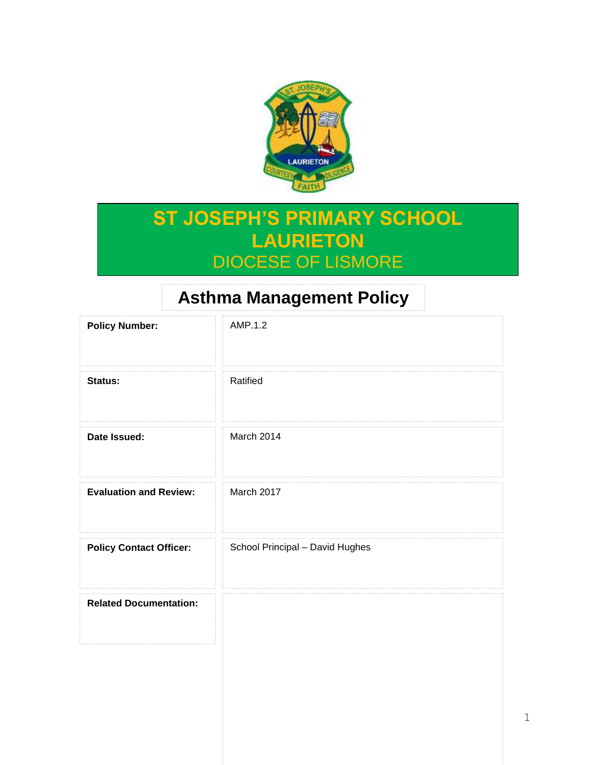# ST JOSEPH'S PRIMARY SCHOOL LAURIETON

DIOCESE OF LISMORE

## Asthma Management Policy

| | |
|---|---|
| **Policy Number:** | AMP.1.2 |
| **Status:** | Ratified |
| **Date Issued:** | March 2014 |
| **Evaluation and Review:** | March 2017 |
| **Policy Contact Officer:** | School Principal – David Hughes |
| **Related Documentation:** | |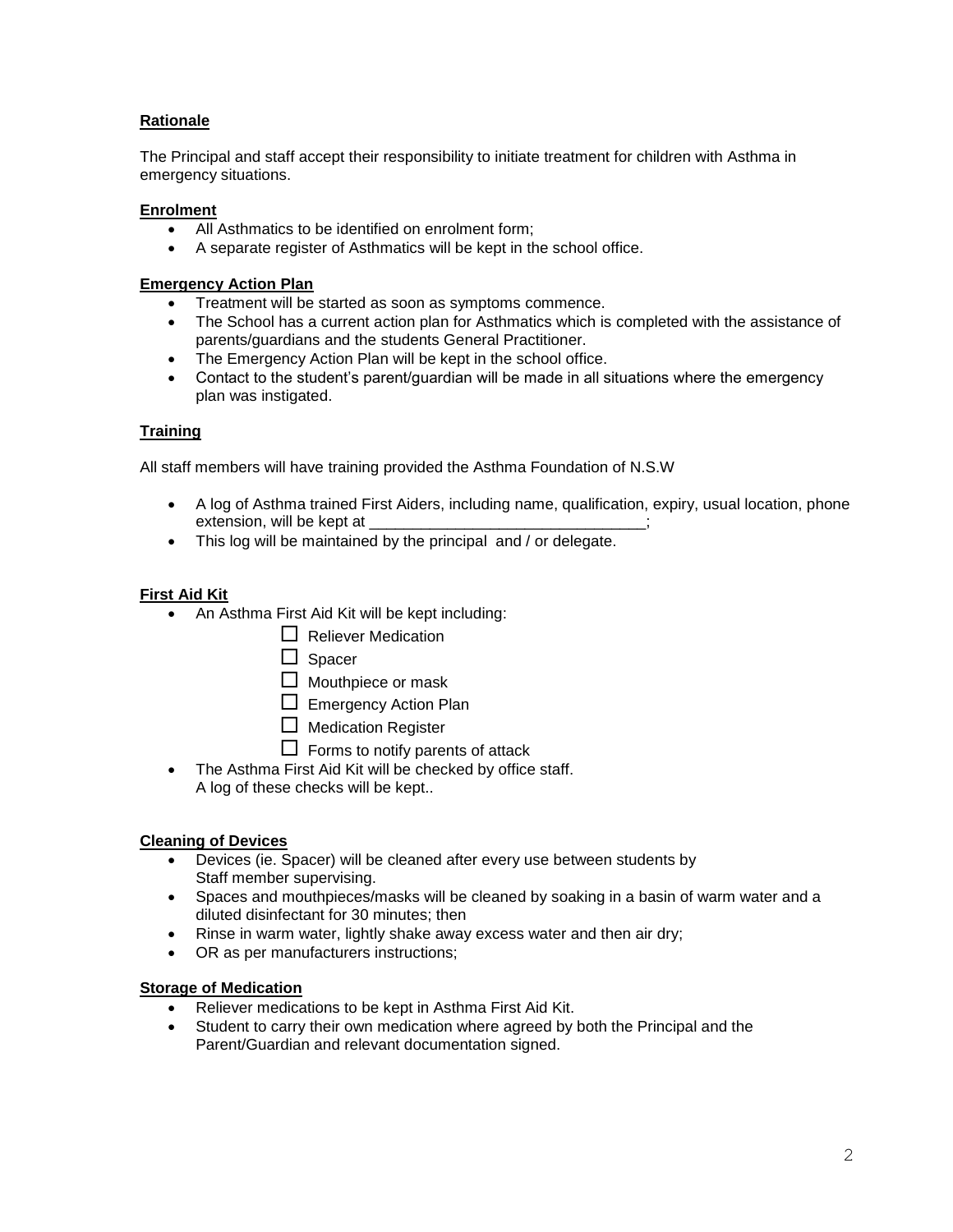**Rationale**

The Principal and staff accept their responsibility to initiate treatment for children with Asthma in emergency situations.

**Enrolment**

- All Asthmatics to be identified on enrolment form;
- A separate register of Asthmatics will be kept in the school office.

**Emergency Action Plan**

- Treatment will be started as soon as symptoms commence.
- The School has a current action plan for Asthmatics which is completed with the assistance of parents/guardians and the students General Practitioner.
- The Emergency Action Plan will be kept in the school office.
- Contact to the student's parent/guardian will be made in all situations where the emergency plan was instigated.

**Training**

All staff members will have training provided the Asthma Foundation of N.S.W

- A log of Asthma trained First Aiders, including name, qualification, expiry, usual location, phone extension, will be kept at _______________________________;
- This log will be maintained by the principal and / or delegate.

**First Aid Kit**

- An Asthma First Aid Kit will be kept including:
  - ☐ Reliever Medication
  - ☐ Spacer
  - ☐ Mouthpiece or mask
  - ☐ Emergency Action Plan
  - ☐ Medication Register
  - ☐ Forms to notify parents of attack
- The Asthma First Aid Kit will be checked by office staff.
  A log of these checks will be kept..

**Cleaning of Devices**

- Devices (ie. Spacer) will be cleaned after every use between students by Staff member supervising.
- Spaces and mouthpieces/masks will be cleaned by soaking in a basin of warm water and a diluted disinfectant for 30 minutes; then
- Rinse in warm water, lightly shake away excess water and then air dry;
- OR as per manufacturers instructions;

**Storage of Medication**

- Reliever medications to be kept in Asthma First Aid Kit.
- Student to carry their own medication where agreed by both the Principal and the Parent/Guardian and relevant documentation signed.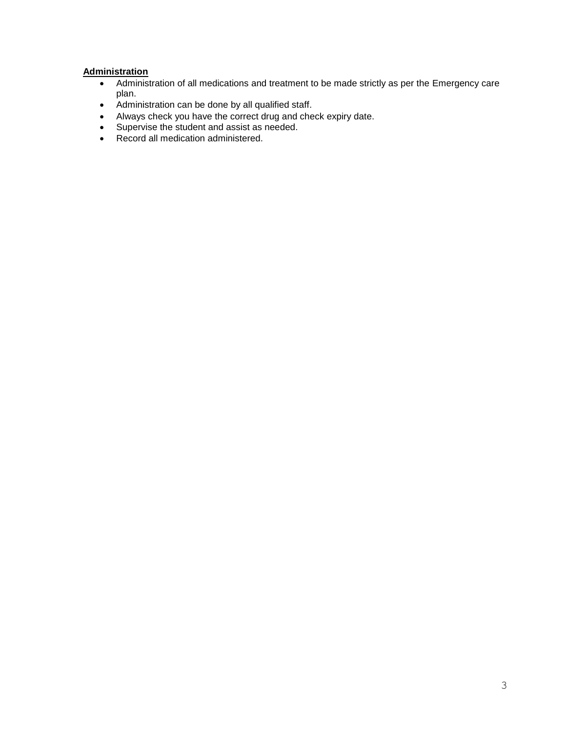**Administration**

- Administration of all medications and treatment to be made strictly as per the Emergency care plan.
- Administration can be done by all qualified staff.
- Always check you have the correct drug and check expiry date.
- Supervise the student and assist as needed.
- Record all medication administered.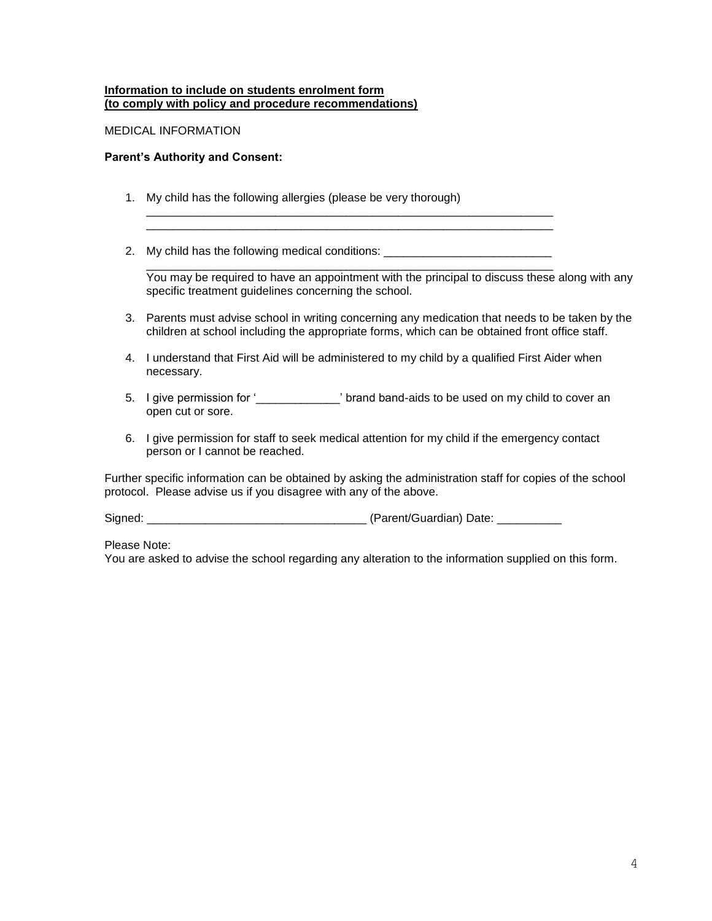**Information to include on students enrolment form**
**(to comply with policy and procedure recommendations)**

MEDICAL INFORMATION

**Parent's Authority and Consent:**

1. My child has the following allergies (please be very thorough)
   _________________________________________________________________
   _________________________________________________________________

2. My child has the following medical conditions: __________________________
   _________________________________________________________________
   You may be required to have an appointment with the principal to discuss these along with any specific treatment guidelines concerning the school.

3. Parents must advise school in writing concerning any medication that needs to be taken by the children at school including the appropriate forms, which can be obtained front office staff.

4. I understand that First Aid will be administered to my child by a qualified First Aider when necessary.

5. I give permission for '_____________' brand band-aids to be used on my child to cover an open cut or sore.

6. I give permission for staff to seek medical attention for my child if the emergency contact person or I cannot be reached.

Further specific information can be obtained by asking the administration staff for copies of the school protocol. Please advise us if you disagree with any of the above.

Signed: _________________________________ (Parent/Guardian) Date: __________

Please Note:
You are asked to advise the school regarding any alteration to the information supplied on this form.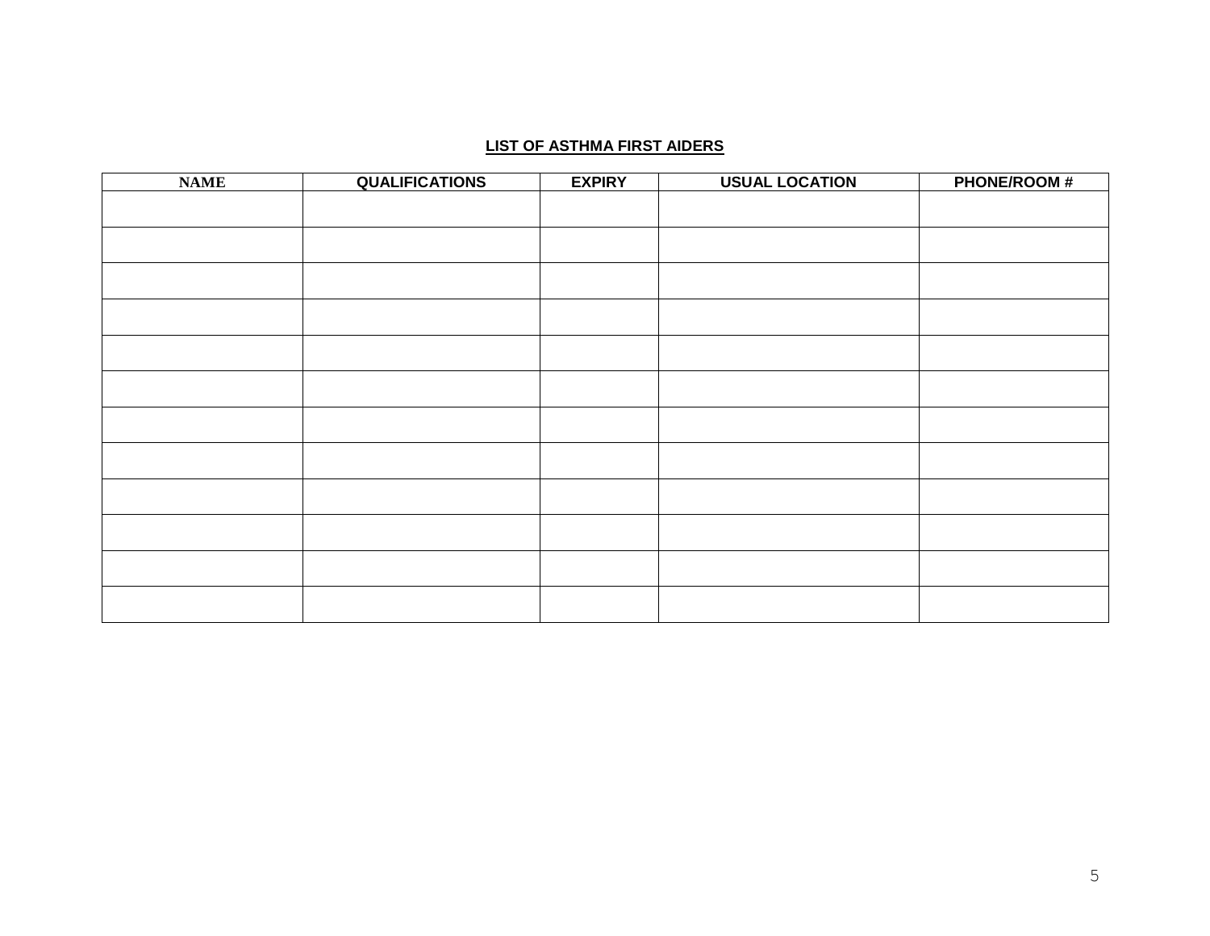**LIST OF ASTHMA FIRST AIDERS**

| NAME | QUALIFICATIONS | EXPIRY | USUAL LOCATION | PHONE/ROOM # |
|---|---|---|---|---|
| | | | | |
| | | | | |
| | | | | |
| | | | | |
| | | | | |
| | | | | |
| | | | | |
| | | | | |
| | | | | |
| | | | | |
| | | | | |
| | | | | |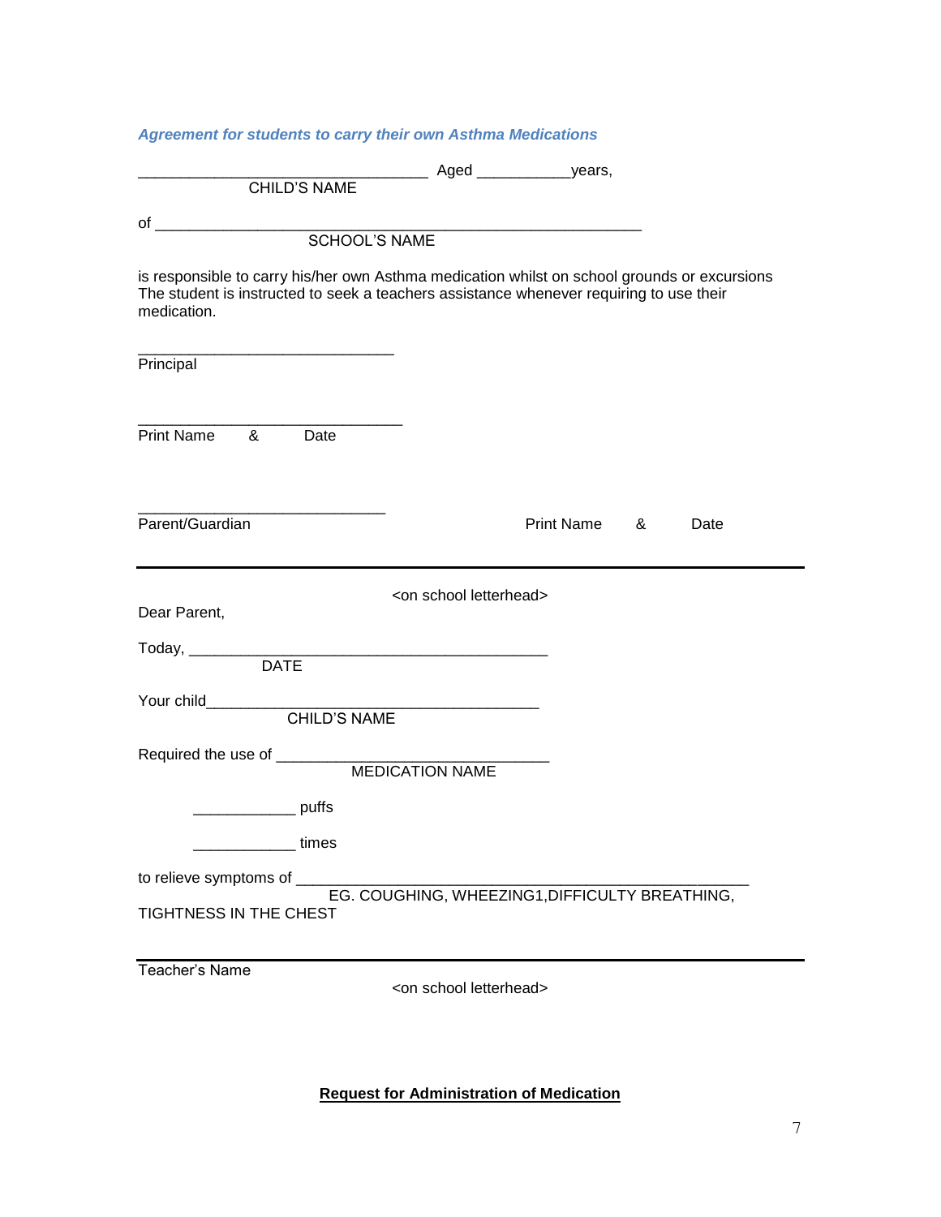*Agreement for students to carry their own Asthma Medications*

_________________________________ Aged __________years,
CHILD'S NAME

of _______________________________________________________
SCHOOL'S NAME

is responsible to carry his/her own Asthma medication whilst on school grounds or excursions
The student is instructed to seek a teachers assistance whenever requiring to use their medication.

_____________________________
Principal

______________________________
Print Name & Date

____________________________
Parent/Guardian                                        Print Name & Date

---

<on school letterhead>

Dear Parent,

Today, _________________________________________
DATE

Your child_______________________________________
CHILD'S NAME

Required the use of ________________________________
MEDICATION NAME

___________ puffs

___________ times

to relieve symptoms of ____________________________________________________
EG. COUGHING, WHEEZING1,DIFFICULTY BREATHING,
TIGHTNESS IN THE CHEST

---

Teacher's Name

<on school letterhead>

**Request for Administration of Medication**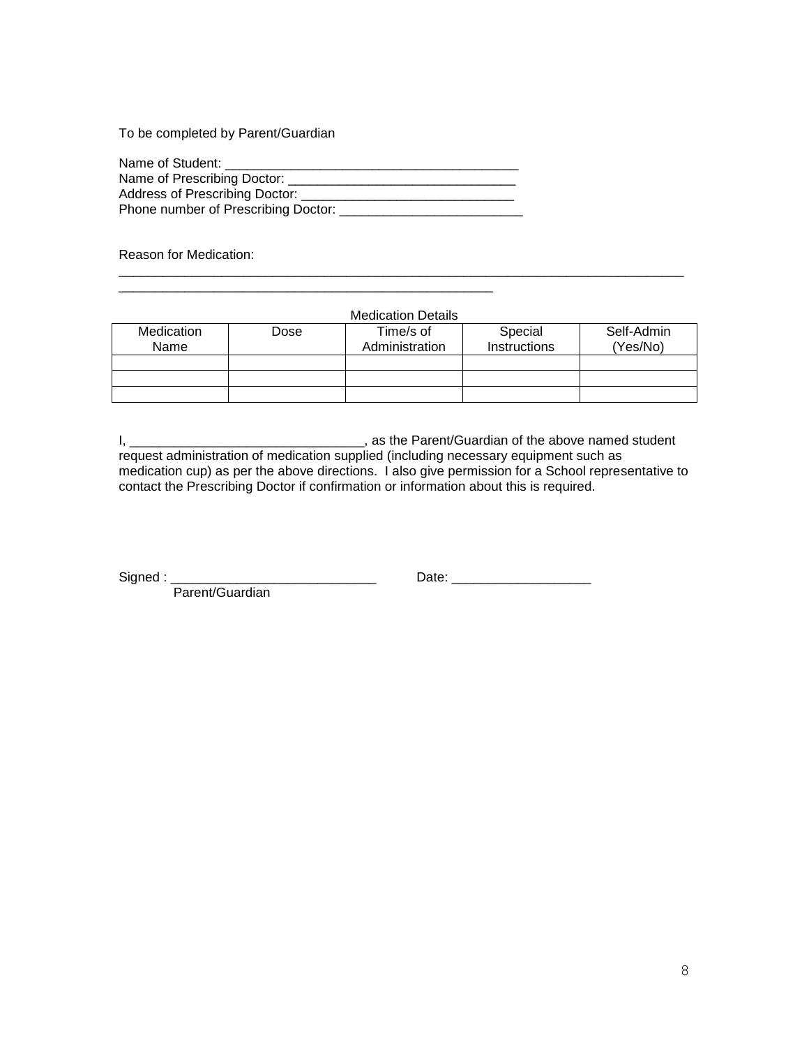To be completed by Parent/Guardian

Name of Student: ________________________________________

Name of Prescribing Doctor: _______________________________

Address of Prescribing Doctor: _____________________________

Phone number of Prescribing Doctor: _________________________

Reason for Medication:

______________________________________________________________________________

____________________________________________________

Medication Details

| Medication Name | Dose | Time/s of Administration | Special Instructions | Self-Admin (Yes/No) |
|---|---|---|---|---|
| | | | | |
| | | | | |
| | | | | |

I, _______________________________, as the Parent/Guardian of the above named student request administration of medication supplied (including necessary equipment such as medication cup) as per the above directions. I also give permission for a School representative to contact the Prescribing Doctor if confirmation or information about this is required.

Signed : ____________________________ Date: ___________________

Parent/Guardian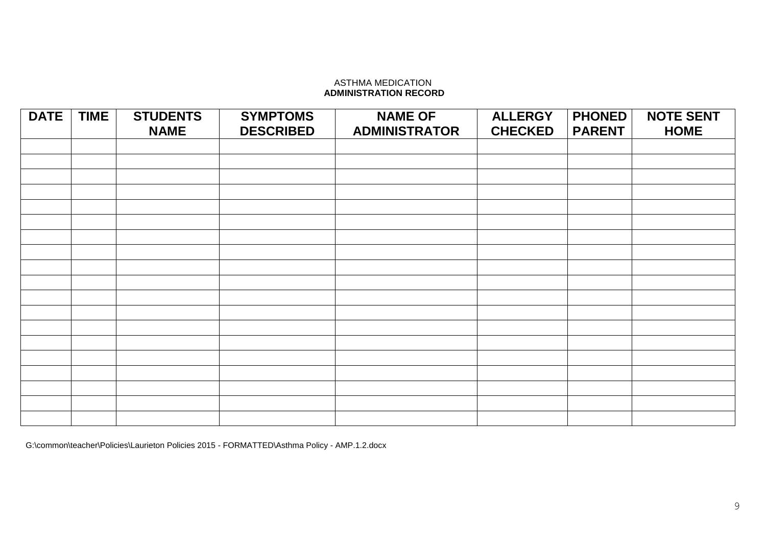ASTHMA MEDICATION
**ADMINISTRATION RECORD**

| DATE | TIME | STUDENTS NAME | SYMPTOMS DESCRIBED | NAME OF ADMINISTRATOR | ALLERGY CHECKED | PHONED PARENT | NOTE SENT HOME |
|---|---|---|---|---|---|---|---|
| | | | | | | | |
| | | | | | | | |
| | | | | | | | |
| | | | | | | | |
| | | | | | | | |
| | | | | | | | |
| | | | | | | | |
| | | | | | | | |
| | | | | | | | |
| | | | | | | | |
| | | | | | | | |
| | | | | | | | |
| | | | | | | | |
| | | | | | | | |
| | | | | | | | |
| | | | | | | | |
| | | | | | | | |
| | | | | | | | |
| | | | | | | | |

G:\common\teacher\Policies\Laurieton Policies 2015 - FORMATTED\Asthma Policy - AMP.1.2.docx